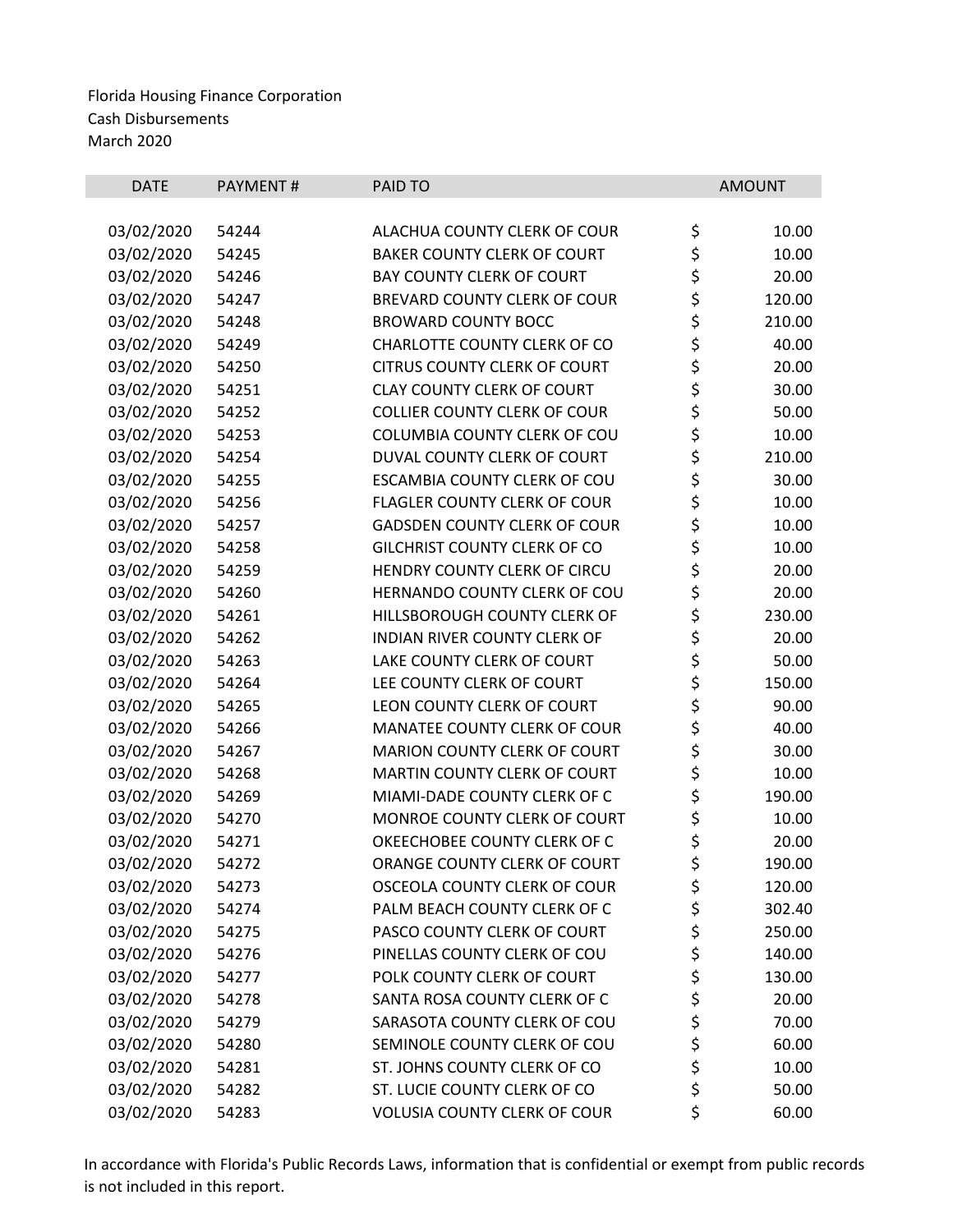Florida Housing Finance Corporation
Cash Disbursements
March 2020

| DATE | PAYMENT # | PAID TO | AMOUNT |
|---|---|---|---|
| 03/02/2020 | 54244 | ALACHUA COUNTY CLERK OF COUR | $ 10.00 |
| 03/02/2020 | 54245 | BAKER COUNTY CLERK OF COURT | $ 10.00 |
| 03/02/2020 | 54246 | BAY COUNTY CLERK OF COURT | $ 20.00 |
| 03/02/2020 | 54247 | BREVARD COUNTY CLERK OF COUR | $ 120.00 |
| 03/02/2020 | 54248 | BROWARD COUNTY BOCC | $ 210.00 |
| 03/02/2020 | 54249 | CHARLOTTE COUNTY CLERK OF CO | $ 40.00 |
| 03/02/2020 | 54250 | CITRUS COUNTY CLERK OF COURT | $ 20.00 |
| 03/02/2020 | 54251 | CLAY COUNTY CLERK OF COURT | $ 30.00 |
| 03/02/2020 | 54252 | COLLIER COUNTY CLERK OF COUR | $ 50.00 |
| 03/02/2020 | 54253 | COLUMBIA COUNTY CLERK OF COU | $ 10.00 |
| 03/02/2020 | 54254 | DUVAL COUNTY CLERK OF COURT | $ 210.00 |
| 03/02/2020 | 54255 | ESCAMBIA COUNTY CLERK OF COU | $ 30.00 |
| 03/02/2020 | 54256 | FLAGLER COUNTY CLERK OF COUR | $ 10.00 |
| 03/02/2020 | 54257 | GADSDEN COUNTY CLERK OF COUR | $ 10.00 |
| 03/02/2020 | 54258 | GILCHRIST COUNTY CLERK OF CO | $ 10.00 |
| 03/02/2020 | 54259 | HENDRY COUNTY CLERK OF CIRCU | $ 20.00 |
| 03/02/2020 | 54260 | HERNANDO COUNTY CLERK OF COU | $ 20.00 |
| 03/02/2020 | 54261 | HILLSBOROUGH COUNTY CLERK OF | $ 230.00 |
| 03/02/2020 | 54262 | INDIAN RIVER COUNTY CLERK OF | $ 20.00 |
| 03/02/2020 | 54263 | LAKE COUNTY CLERK OF COURT | $ 50.00 |
| 03/02/2020 | 54264 | LEE COUNTY CLERK OF COURT | $ 150.00 |
| 03/02/2020 | 54265 | LEON COUNTY CLERK OF COURT | $ 90.00 |
| 03/02/2020 | 54266 | MANATEE COUNTY CLERK OF COUR | $ 40.00 |
| 03/02/2020 | 54267 | MARION COUNTY CLERK OF COURT | $ 30.00 |
| 03/02/2020 | 54268 | MARTIN COUNTY CLERK OF COURT | $ 10.00 |
| 03/02/2020 | 54269 | MIAMI-DADE COUNTY CLERK OF C | $ 190.00 |
| 03/02/2020 | 54270 | MONROE COUNTY CLERK OF COURT | $ 10.00 |
| 03/02/2020 | 54271 | OKEECHOBEE COUNTY CLERK OF C | $ 20.00 |
| 03/02/2020 | 54272 | ORANGE COUNTY CLERK OF COURT | $ 190.00 |
| 03/02/2020 | 54273 | OSCEOLA COUNTY CLERK OF COUR | $ 120.00 |
| 03/02/2020 | 54274 | PALM BEACH COUNTY CLERK OF C | $ 302.40 |
| 03/02/2020 | 54275 | PASCO COUNTY CLERK OF COURT | $ 250.00 |
| 03/02/2020 | 54276 | PINELLAS COUNTY CLERK OF COU | $ 140.00 |
| 03/02/2020 | 54277 | POLK COUNTY CLERK OF COURT | $ 130.00 |
| 03/02/2020 | 54278 | SANTA ROSA COUNTY CLERK OF C | $ 20.00 |
| 03/02/2020 | 54279 | SARASOTA COUNTY CLERK OF COU | $ 70.00 |
| 03/02/2020 | 54280 | SEMINOLE COUNTY CLERK OF COU | $ 60.00 |
| 03/02/2020 | 54281 | ST. JOHNS COUNTY CLERK OF CO | $ 10.00 |
| 03/02/2020 | 54282 | ST. LUCIE COUNTY CLERK OF CO | $ 50.00 |
| 03/02/2020 | 54283 | VOLUSIA COUNTY CLERK OF COUR | $ 60.00 |

In accordance with Florida's Public Records Laws, information that is confidential or exempt from public records is not included in this report.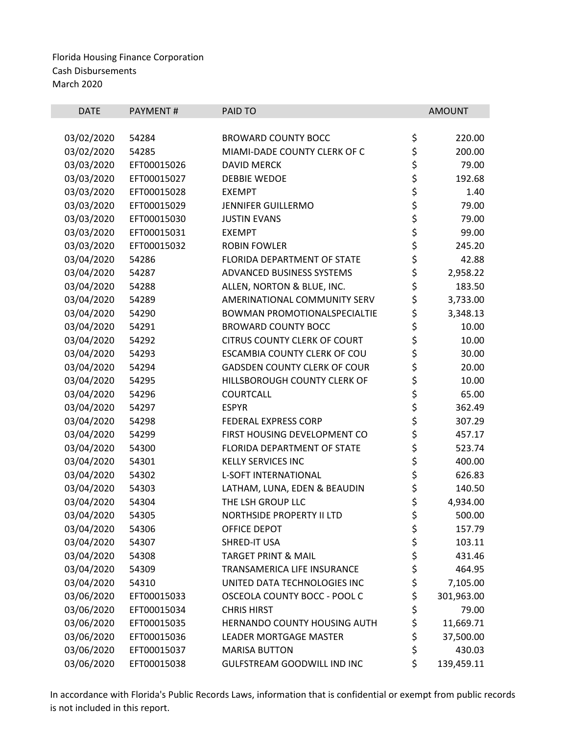Florida Housing Finance Corporation
Cash Disbursements
March 2020

| DATE | PAYMENT # | PAID TO | AMOUNT |
|---|---|---|---|
| 03/02/2020 | 54284 | BROWARD COUNTY BOCC | $ 220.00 |
| 03/02/2020 | 54285 | MIAMI-DADE COUNTY CLERK OF C | $ 200.00 |
| 03/03/2020 | EFT00015026 | DAVID MERCK | $ 79.00 |
| 03/03/2020 | EFT00015027 | DEBBIE WEDOE | $ 192.68 |
| 03/03/2020 | EFT00015028 | EXEMPT | $ 1.40 |
| 03/03/2020 | EFT00015029 | JENNIFER GUILLERMO | $ 79.00 |
| 03/03/2020 | EFT00015030 | JUSTIN EVANS | $ 79.00 |
| 03/03/2020 | EFT00015031 | EXEMPT | $ 99.00 |
| 03/03/2020 | EFT00015032 | ROBIN FOWLER | $ 245.20 |
| 03/04/2020 | 54286 | FLORIDA DEPARTMENT OF STATE | $ 42.88 |
| 03/04/2020 | 54287 | ADVANCED BUSINESS SYSTEMS | $ 2,958.22 |
| 03/04/2020 | 54288 | ALLEN, NORTON & BLUE, INC. | $ 183.50 |
| 03/04/2020 | 54289 | AMERINATIONAL COMMUNITY SERV | $ 3,733.00 |
| 03/04/2020 | 54290 | BOWMAN PROMOTIONALSPECIALTIE | $ 3,348.13 |
| 03/04/2020 | 54291 | BROWARD COUNTY BOCC | $ 10.00 |
| 03/04/2020 | 54292 | CITRUS COUNTY CLERK OF COURT | $ 10.00 |
| 03/04/2020 | 54293 | ESCAMBIA COUNTY CLERK OF COU | $ 30.00 |
| 03/04/2020 | 54294 | GADSDEN COUNTY CLERK OF COUR | $ 20.00 |
| 03/04/2020 | 54295 | HILLSBOROUGH COUNTY CLERK OF | $ 10.00 |
| 03/04/2020 | 54296 | COURTCALL | $ 65.00 |
| 03/04/2020 | 54297 | ESPYR | $ 362.49 |
| 03/04/2020 | 54298 | FEDERAL EXPRESS CORP | $ 307.29 |
| 03/04/2020 | 54299 | FIRST HOUSING DEVELOPMENT CO | $ 457.17 |
| 03/04/2020 | 54300 | FLORIDA DEPARTMENT OF STATE | $ 523.74 |
| 03/04/2020 | 54301 | KELLY SERVICES INC | $ 400.00 |
| 03/04/2020 | 54302 | L-SOFT INTERNATIONAL | $ 626.83 |
| 03/04/2020 | 54303 | LATHAM, LUNA, EDEN & BEAUDIN | $ 140.50 |
| 03/04/2020 | 54304 | THE LSH GROUP LLC | $ 4,934.00 |
| 03/04/2020 | 54305 | NORTHSIDE PROPERTY II LTD | $ 500.00 |
| 03/04/2020 | 54306 | OFFICE DEPOT | $ 157.79 |
| 03/04/2020 | 54307 | SHRED-IT USA | $ 103.11 |
| 03/04/2020 | 54308 | TARGET PRINT & MAIL | $ 431.46 |
| 03/04/2020 | 54309 | TRANSAMERICA LIFE INSURANCE | $ 464.95 |
| 03/04/2020 | 54310 | UNITED DATA TECHNOLOGIES INC | $ 7,105.00 |
| 03/06/2020 | EFT00015033 | OSCEOLA COUNTY BOCC - POOL C | $ 301,963.00 |
| 03/06/2020 | EFT00015034 | CHRIS HIRST | $ 79.00 |
| 03/06/2020 | EFT00015035 | HERNANDO COUNTY HOUSING AUTH | $ 11,669.71 |
| 03/06/2020 | EFT00015036 | LEADER MORTGAGE MASTER | $ 37,500.00 |
| 03/06/2020 | EFT00015037 | MARISA BUTTON | $ 430.03 |
| 03/06/2020 | EFT00015038 | GULFSTREAM GOODWILL IND INC | $ 139,459.11 |

In accordance with Florida's Public Records Laws, information that is confidential or exempt from public records is not included in this report.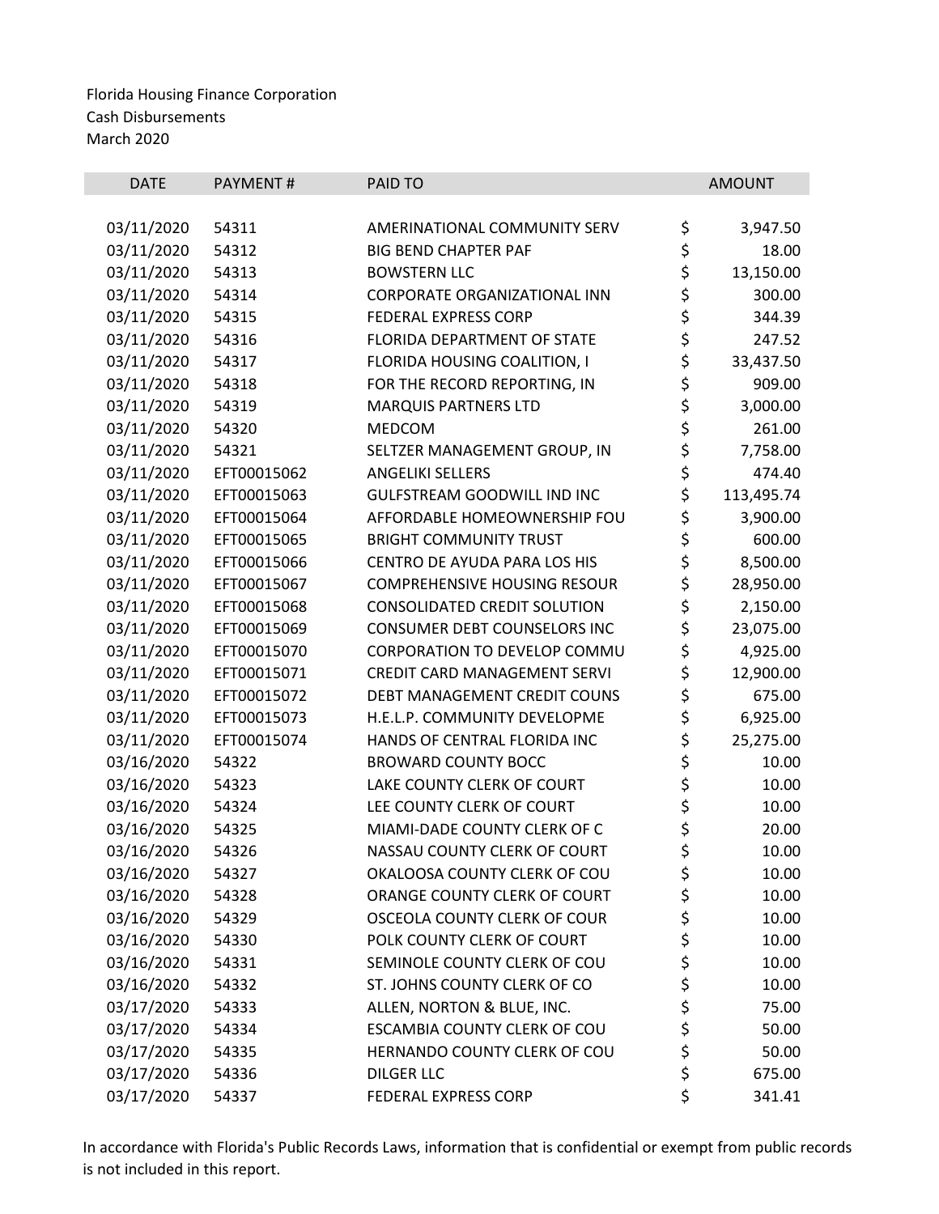Florida Housing Finance Corporation
Cash Disbursements
March 2020

| DATE | PAYMENT # | PAID TO | AMOUNT |
|---|---|---|---|
| 03/11/2020 | 54311 | AMERINATIONAL COMMUNITY SERV | $ 3,947.50 |
| 03/11/2020 | 54312 | BIG BEND CHAPTER PAF | $ 18.00 |
| 03/11/2020 | 54313 | BOWSTERN LLC | $ 13,150.00 |
| 03/11/2020 | 54314 | CORPORATE ORGANIZATIONAL INN | $ 300.00 |
| 03/11/2020 | 54315 | FEDERAL EXPRESS CORP | $ 344.39 |
| 03/11/2020 | 54316 | FLORIDA DEPARTMENT OF STATE | $ 247.52 |
| 03/11/2020 | 54317 | FLORIDA HOUSING COALITION, I | $ 33,437.50 |
| 03/11/2020 | 54318 | FOR THE RECORD REPORTING, IN | $ 909.00 |
| 03/11/2020 | 54319 | MARQUIS PARTNERS LTD | $ 3,000.00 |
| 03/11/2020 | 54320 | MEDCOM | $ 261.00 |
| 03/11/2020 | 54321 | SELTZER MANAGEMENT GROUP, IN | $ 7,758.00 |
| 03/11/2020 | EFT00015062 | ANGELIKI SELLERS | $ 474.40 |
| 03/11/2020 | EFT00015063 | GULFSTREAM GOODWILL IND INC | $ 113,495.74 |
| 03/11/2020 | EFT00015064 | AFFORDABLE HOMEOWNERSHIP FOU | $ 3,900.00 |
| 03/11/2020 | EFT00015065 | BRIGHT COMMUNITY TRUST | $ 600.00 |
| 03/11/2020 | EFT00015066 | CENTRO DE AYUDA PARA LOS HIS | $ 8,500.00 |
| 03/11/2020 | EFT00015067 | COMPREHENSIVE HOUSING RESOUR | $ 28,950.00 |
| 03/11/2020 | EFT00015068 | CONSOLIDATED CREDIT SOLUTION | $ 2,150.00 |
| 03/11/2020 | EFT00015069 | CONSUMER DEBT COUNSELORS INC | $ 23,075.00 |
| 03/11/2020 | EFT00015070 | CORPORATION TO DEVELOP COMMU | $ 4,925.00 |
| 03/11/2020 | EFT00015071 | CREDIT CARD MANAGEMENT SERVI | $ 12,900.00 |
| 03/11/2020 | EFT00015072 | DEBT MANAGEMENT CREDIT COUNS | $ 675.00 |
| 03/11/2020 | EFT00015073 | H.E.L.P. COMMUNITY DEVELOPME | $ 6,925.00 |
| 03/11/2020 | EFT00015074 | HANDS OF CENTRAL FLORIDA INC | $ 25,275.00 |
| 03/16/2020 | 54322 | BROWARD COUNTY BOCC | $ 10.00 |
| 03/16/2020 | 54323 | LAKE COUNTY CLERK OF COURT | $ 10.00 |
| 03/16/2020 | 54324 | LEE COUNTY CLERK OF COURT | $ 10.00 |
| 03/16/2020 | 54325 | MIAMI-DADE COUNTY CLERK OF C | $ 20.00 |
| 03/16/2020 | 54326 | NASSAU COUNTY CLERK OF COURT | $ 10.00 |
| 03/16/2020 | 54327 | OKALOOSA COUNTY CLERK OF COU | $ 10.00 |
| 03/16/2020 | 54328 | ORANGE COUNTY CLERK OF COURT | $ 10.00 |
| 03/16/2020 | 54329 | OSCEOLA COUNTY CLERK OF COUR | $ 10.00 |
| 03/16/2020 | 54330 | POLK COUNTY CLERK OF COURT | $ 10.00 |
| 03/16/2020 | 54331 | SEMINOLE COUNTY CLERK OF COU | $ 10.00 |
| 03/16/2020 | 54332 | ST. JOHNS COUNTY CLERK OF CO | $ 10.00 |
| 03/17/2020 | 54333 | ALLEN, NORTON & BLUE, INC. | $ 75.00 |
| 03/17/2020 | 54334 | ESCAMBIA COUNTY CLERK OF COU | $ 50.00 |
| 03/17/2020 | 54335 | HERNANDO COUNTY CLERK OF COU | $ 50.00 |
| 03/17/2020 | 54336 | DILGER LLC | $ 675.00 |
| 03/17/2020 | 54337 | FEDERAL EXPRESS CORP | $ 341.41 |

In accordance with Florida's Public Records Laws, information that is confidential or exempt from public records is not included in this report.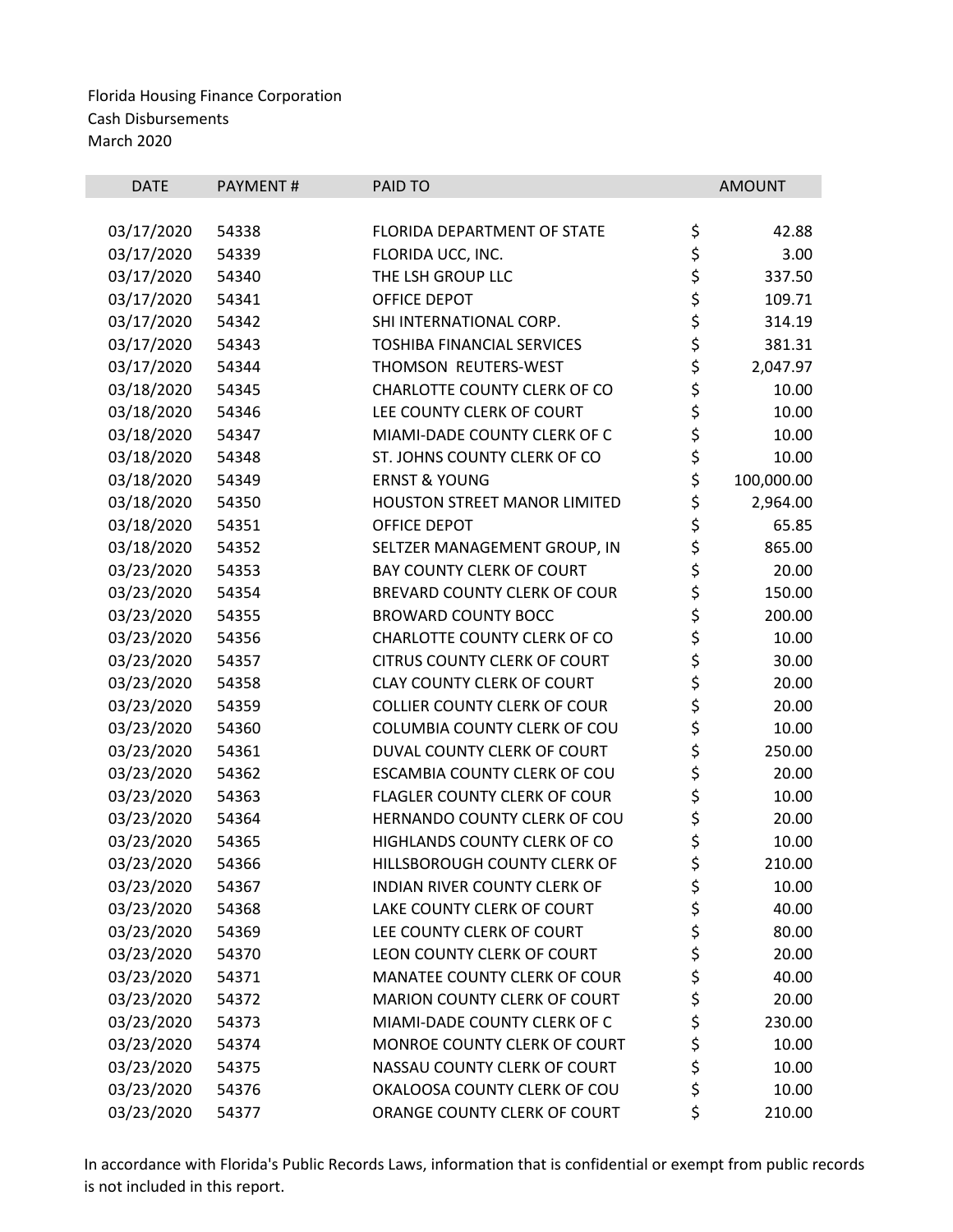Florida Housing Finance Corporation
Cash Disbursements
March 2020

| DATE | PAYMENT # | PAID TO | AMOUNT |
|---|---|---|---|
| 03/17/2020 | 54338 | FLORIDA DEPARTMENT OF STATE | $ 42.88 |
| 03/17/2020 | 54339 | FLORIDA UCC, INC. | $ 3.00 |
| 03/17/2020 | 54340 | THE LSH GROUP LLC | $ 337.50 |
| 03/17/2020 | 54341 | OFFICE DEPOT | $ 109.71 |
| 03/17/2020 | 54342 | SHI INTERNATIONAL CORP. | $ 314.19 |
| 03/17/2020 | 54343 | TOSHIBA FINANCIAL SERVICES | $ 381.31 |
| 03/17/2020 | 54344 | THOMSON REUTERS-WEST | $ 2,047.97 |
| 03/18/2020 | 54345 | CHARLOTTE COUNTY CLERK OF CO | $ 10.00 |
| 03/18/2020 | 54346 | LEE COUNTY CLERK OF COURT | $ 10.00 |
| 03/18/2020 | 54347 | MIAMI-DADE COUNTY CLERK OF C | $ 10.00 |
| 03/18/2020 | 54348 | ST. JOHNS COUNTY CLERK OF CO | $ 10.00 |
| 03/18/2020 | 54349 | ERNST & YOUNG | $ 100,000.00 |
| 03/18/2020 | 54350 | HOUSTON STREET MANOR LIMITED | $ 2,964.00 |
| 03/18/2020 | 54351 | OFFICE DEPOT | $ 65.85 |
| 03/18/2020 | 54352 | SELTZER MANAGEMENT GROUP, IN | $ 865.00 |
| 03/23/2020 | 54353 | BAY COUNTY CLERK OF COURT | $ 20.00 |
| 03/23/2020 | 54354 | BREVARD COUNTY CLERK OF COUR | $ 150.00 |
| 03/23/2020 | 54355 | BROWARD COUNTY BOCC | $ 200.00 |
| 03/23/2020 | 54356 | CHARLOTTE COUNTY CLERK OF CO | $ 10.00 |
| 03/23/2020 | 54357 | CITRUS COUNTY CLERK OF COURT | $ 30.00 |
| 03/23/2020 | 54358 | CLAY COUNTY CLERK OF COURT | $ 20.00 |
| 03/23/2020 | 54359 | COLLIER COUNTY CLERK OF COUR | $ 20.00 |
| 03/23/2020 | 54360 | COLUMBIA COUNTY CLERK OF COU | $ 10.00 |
| 03/23/2020 | 54361 | DUVAL COUNTY CLERK OF COURT | $ 250.00 |
| 03/23/2020 | 54362 | ESCAMBIA COUNTY CLERK OF COU | $ 20.00 |
| 03/23/2020 | 54363 | FLAGLER COUNTY CLERK OF COUR | $ 10.00 |
| 03/23/2020 | 54364 | HERNANDO COUNTY CLERK OF COU | $ 20.00 |
| 03/23/2020 | 54365 | HIGHLANDS COUNTY CLERK OF CO | $ 10.00 |
| 03/23/2020 | 54366 | HILLSBOROUGH COUNTY CLERK OF | $ 210.00 |
| 03/23/2020 | 54367 | INDIAN RIVER COUNTY CLERK OF | $ 10.00 |
| 03/23/2020 | 54368 | LAKE COUNTY CLERK OF COURT | $ 40.00 |
| 03/23/2020 | 54369 | LEE COUNTY CLERK OF COURT | $ 80.00 |
| 03/23/2020 | 54370 | LEON COUNTY CLERK OF COURT | $ 20.00 |
| 03/23/2020 | 54371 | MANATEE COUNTY CLERK OF COUR | $ 40.00 |
| 03/23/2020 | 54372 | MARION COUNTY CLERK OF COURT | $ 20.00 |
| 03/23/2020 | 54373 | MIAMI-DADE COUNTY CLERK OF C | $ 230.00 |
| 03/23/2020 | 54374 | MONROE COUNTY CLERK OF COURT | $ 10.00 |
| 03/23/2020 | 54375 | NASSAU COUNTY CLERK OF COURT | $ 10.00 |
| 03/23/2020 | 54376 | OKALOOSA COUNTY CLERK OF COU | $ 10.00 |
| 03/23/2020 | 54377 | ORANGE COUNTY CLERK OF COURT | $ 210.00 |

In accordance with Florida's Public Records Laws, information that is confidential or exempt from public records is not included in this report.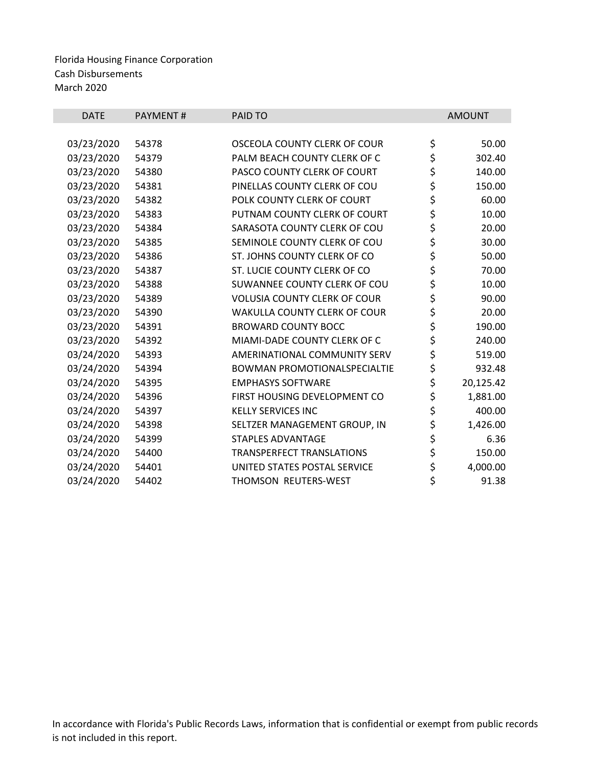Florida Housing Finance Corporation
Cash Disbursements
March 2020

| DATE | PAYMENT # | PAID TO | AMOUNT |
|---|---|---|---|
| 03/23/2020 | 54378 | OSCEOLA COUNTY CLERK OF COUR | $ 50.00 |
| 03/23/2020 | 54379 | PALM BEACH COUNTY CLERK OF C | $ 302.40 |
| 03/23/2020 | 54380 | PASCO COUNTY CLERK OF COURT | $ 140.00 |
| 03/23/2020 | 54381 | PINELLAS COUNTY CLERK OF COU | $ 150.00 |
| 03/23/2020 | 54382 | POLK COUNTY CLERK OF COURT | $ 60.00 |
| 03/23/2020 | 54383 | PUTNAM COUNTY CLERK OF COURT | $ 10.00 |
| 03/23/2020 | 54384 | SARASOTA COUNTY CLERK OF COU | $ 20.00 |
| 03/23/2020 | 54385 | SEMINOLE COUNTY CLERK OF COU | $ 30.00 |
| 03/23/2020 | 54386 | ST. JOHNS COUNTY CLERK OF CO | $ 50.00 |
| 03/23/2020 | 54387 | ST. LUCIE COUNTY CLERK OF CO | $ 70.00 |
| 03/23/2020 | 54388 | SUWANNEE COUNTY CLERK OF COU | $ 10.00 |
| 03/23/2020 | 54389 | VOLUSIA COUNTY CLERK OF COUR | $ 90.00 |
| 03/23/2020 | 54390 | WAKULLA COUNTY CLERK OF COUR | $ 20.00 |
| 03/23/2020 | 54391 | BROWARD COUNTY BOCC | $ 190.00 |
| 03/23/2020 | 54392 | MIAMI-DADE COUNTY CLERK OF C | $ 240.00 |
| 03/24/2020 | 54393 | AMERINATIONAL COMMUNITY SERV | $ 519.00 |
| 03/24/2020 | 54394 | BOWMAN PROMOTIONALSPECIALTIE | $ 932.48 |
| 03/24/2020 | 54395 | EMPHASYS SOFTWARE | $ 20,125.42 |
| 03/24/2020 | 54396 | FIRST HOUSING DEVELOPMENT CO | $ 1,881.00 |
| 03/24/2020 | 54397 | KELLY SERVICES INC | $ 400.00 |
| 03/24/2020 | 54398 | SELTZER MANAGEMENT GROUP, IN | $ 1,426.00 |
| 03/24/2020 | 54399 | STAPLES ADVANTAGE | $ 6.36 |
| 03/24/2020 | 54400 | TRANSPERFECT TRANSLATIONS | $ 150.00 |
| 03/24/2020 | 54401 | UNITED STATES POSTAL SERVICE | $ 4,000.00 |
| 03/24/2020 | 54402 | THOMSON REUTERS-WEST | $ 91.38 |

In accordance with Florida's Public Records Laws, information that is confidential or exempt from public records is not included in this report.